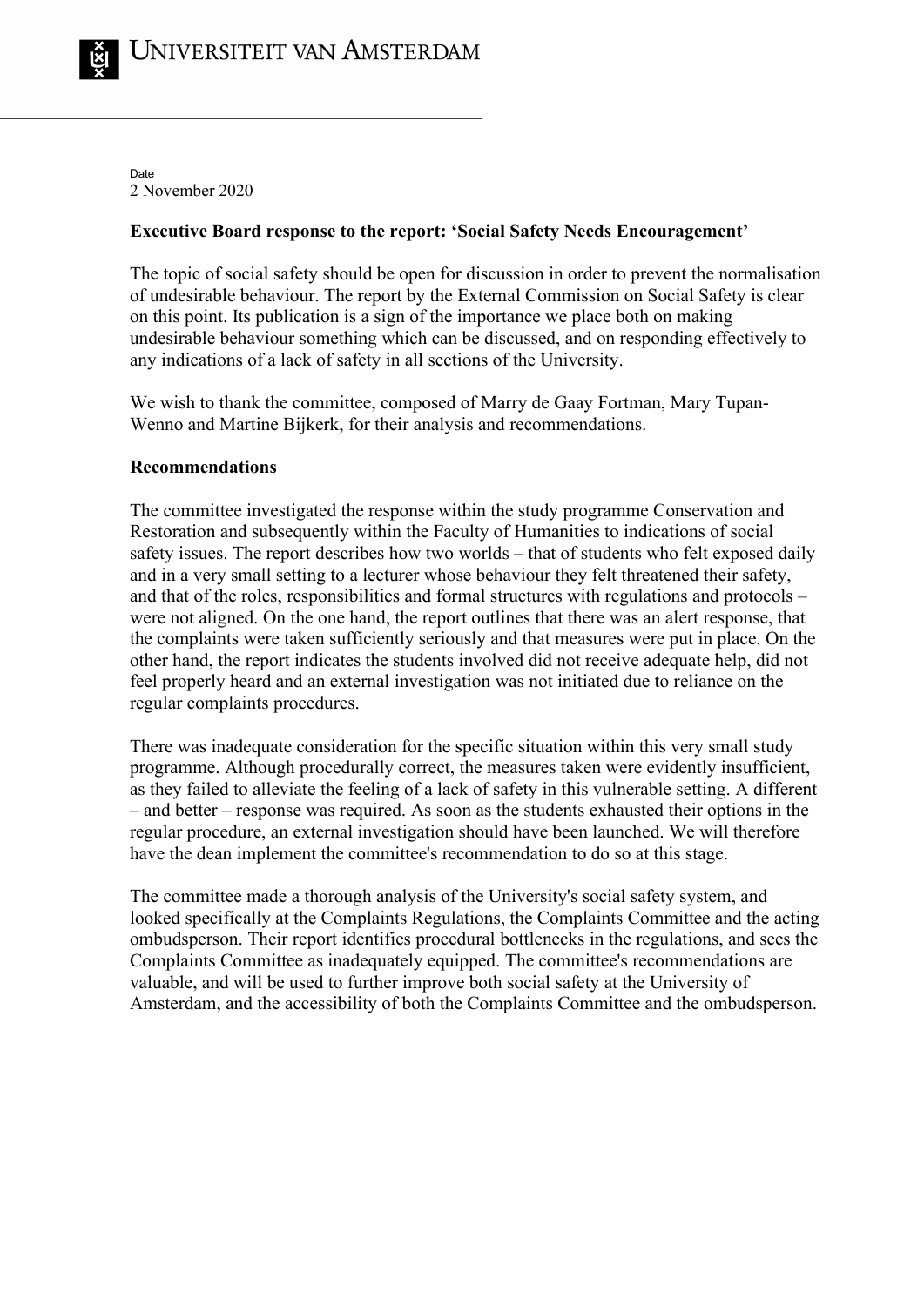Universiteit van Amsterdam

Date
2 November 2020

**Executive Board response to the report: 'Social Safety Needs Encouragement'**

The topic of social safety should be open for discussion in order to prevent the normalisation of undesirable behaviour. The report by the External Commission on Social Safety is clear on this point. Its publication is a sign of the importance we place both on making undesirable behaviour something which can be discussed, and on responding effectively to any indications of a lack of safety in all sections of the University.

We wish to thank the committee, composed of Marry de Gaay Fortman, Mary Tupan-Wenno and Martine Bijkerk, for their analysis and recommendations.

**Recommendations**

The committee investigated the response within the study programme Conservation and Restoration and subsequently within the Faculty of Humanities to indications of social safety issues. The report describes how two worlds – that of students who felt exposed daily and in a very small setting to a lecturer whose behaviour they felt threatened their safety, and that of the roles, responsibilities and formal structures with regulations and protocols – were not aligned. On the one hand, the report outlines that there was an alert response, that the complaints were taken sufficiently seriously and that measures were put in place. On the other hand, the report indicates the students involved did not receive adequate help, did not feel properly heard and an external investigation was not initiated due to reliance on the regular complaints procedures.

There was inadequate consideration for the specific situation within this very small study programme. Although procedurally correct, the measures taken were evidently insufficient, as they failed to alleviate the feeling of a lack of safety in this vulnerable setting. A different – and better – response was required. As soon as the students exhausted their options in the regular procedure, an external investigation should have been launched. We will therefore have the dean implement the committee's recommendation to do so at this stage.

The committee made a thorough analysis of the University's social safety system, and looked specifically at the Complaints Regulations, the Complaints Committee and the acting ombudsperson. Their report identifies procedural bottlenecks in the regulations, and sees the Complaints Committee as inadequately equipped. The committee's recommendations are valuable, and will be used to further improve both social safety at the University of Amsterdam, and the accessibility of both the Complaints Committee and the ombudsperson.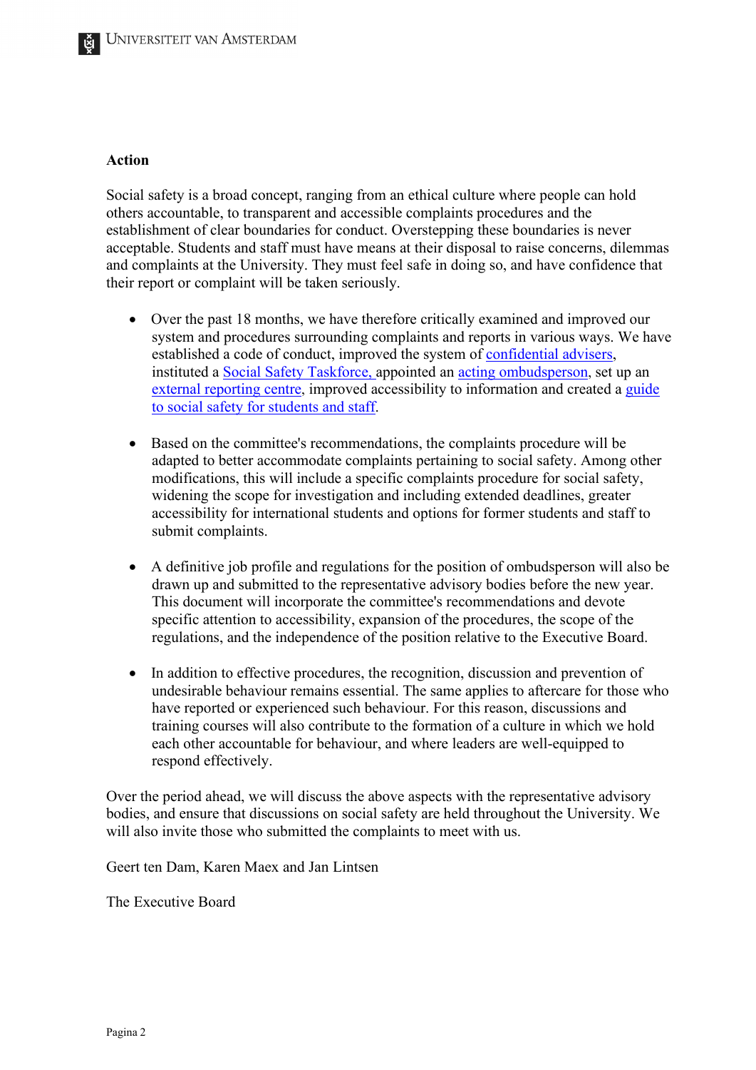**Action**

Social safety is a broad concept, ranging from an ethical culture where people can hold others accountable, to transparent and accessible complaints procedures and the establishment of clear boundaries for conduct. Overstepping these boundaries is never acceptable. Students and staff must have means at their disposal to raise concerns, dilemmas and complaints at the University. They must feel safe in doing so, and have confidence that their report or complaint will be taken seriously.

- Over the past 18 months, we have therefore critically examined and improved our system and procedures surrounding complaints and reports in various ways. We have established a code of conduct, improved the system of confidential advisers, instituted a Social Safety Taskforce, appointed an acting ombudsperson, set up an external reporting centre, improved accessibility to information and created a guide to social safety for students and staff.

- Based on the committee's recommendations, the complaints procedure will be adapted to better accommodate complaints pertaining to social safety. Among other modifications, this will include a specific complaints procedure for social safety, widening the scope for investigation and including extended deadlines, greater accessibility for international students and options for former students and staff to submit complaints.

- A definitive job profile and regulations for the position of ombudsperson will also be drawn up and submitted to the representative advisory bodies before the new year. This document will incorporate the committee's recommendations and devote specific attention to accessibility, expansion of the procedures, the scope of the regulations, and the independence of the position relative to the Executive Board.

- In addition to effective procedures, the recognition, discussion and prevention of undesirable behaviour remains essential. The same applies to aftercare for those who have reported or experienced such behaviour. For this reason, discussions and training courses will also contribute to the formation of a culture in which we hold each other accountable for behaviour, and where leaders are well-equipped to respond effectively.

Over the period ahead, we will discuss the above aspects with the representative advisory bodies, and ensure that discussions on social safety are held throughout the University. We will also invite those who submitted the complaints to meet with us.

Geert ten Dam, Karen Maex and Jan Lintsen

The Executive Board